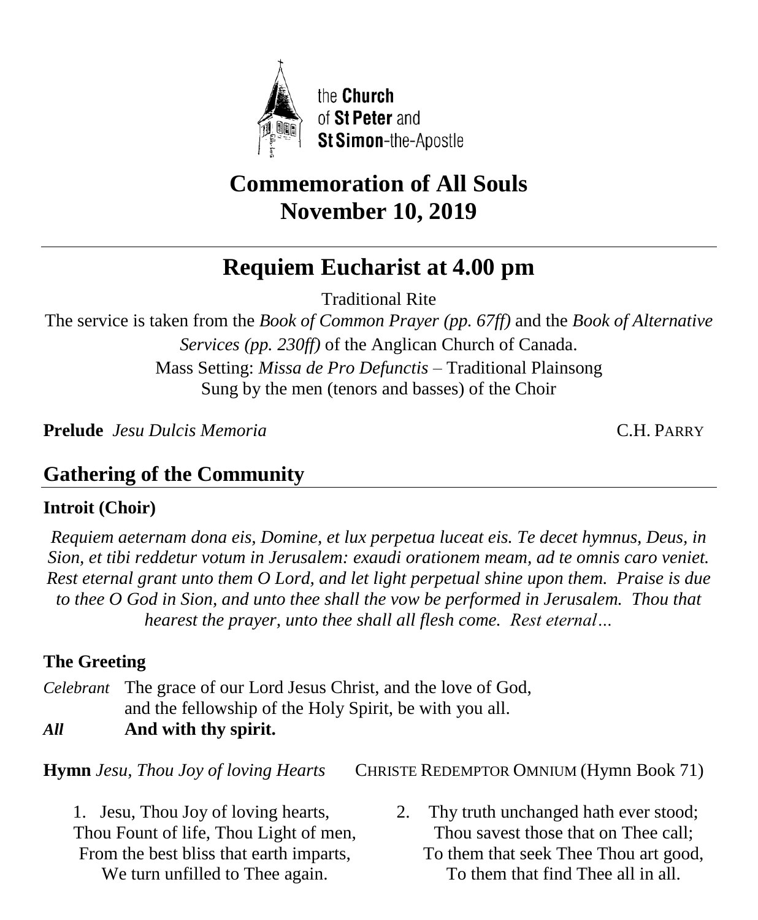the **Church**
of **St Peter** and
**St Simon**-the-Apostle

# Commemoration of All Souls
# November 10, 2019

# Requiem Eucharist at 4.00 pm

Traditional Rite

The service is taken from the *Book of Common Prayer (pp. 67ff)* and the *Book of Alternative Services (pp. 230ff)* of the Anglican Church of Canada.

Mass Setting: *Missa de Pro Defunctis* – Traditional Plainsong
Sung by the men (tenors and basses) of the Choir

**Prelude** *Jesu Dulcis Memoria* C.H. PARRY

## Gathering of the Community

### Introit (Choir)

*Requiem aeternam dona eis, Domine, et lux perpetua luceat eis. Te decet hymnus, Deus, in Sion, et tibi reddetur votum in Jerusalem: exaudi orationem meam, ad te omnis caro veniet. Rest eternal grant unto them O Lord, and let light perpetual shine upon them. Praise is due to thee O God in Sion, and unto thee shall the vow be performed in Jerusalem. Thou that hearest the prayer, unto thee shall all flesh come. Rest eternal…*

### The Greeting

*Celebrant* The grace of our Lord Jesus Christ, and the love of God, and the fellowship of the Holy Spirit, be with you all.
***All*** **And with thy spirit.**

**Hymn** *Jesu, Thou Joy of loving Hearts* CHRISTE REDEMPTOR OMNIUM (Hymn Book 71)

1. Jesu, Thou Joy of loving hearts,
Thou Fount of life, Thou Light of men,
From the best bliss that earth imparts,
We turn unfilled to Thee again.

2. Thy truth unchanged hath ever stood;
Thou savest those that on Thee call;
To them that seek Thee Thou art good,
To them that find Thee all in all.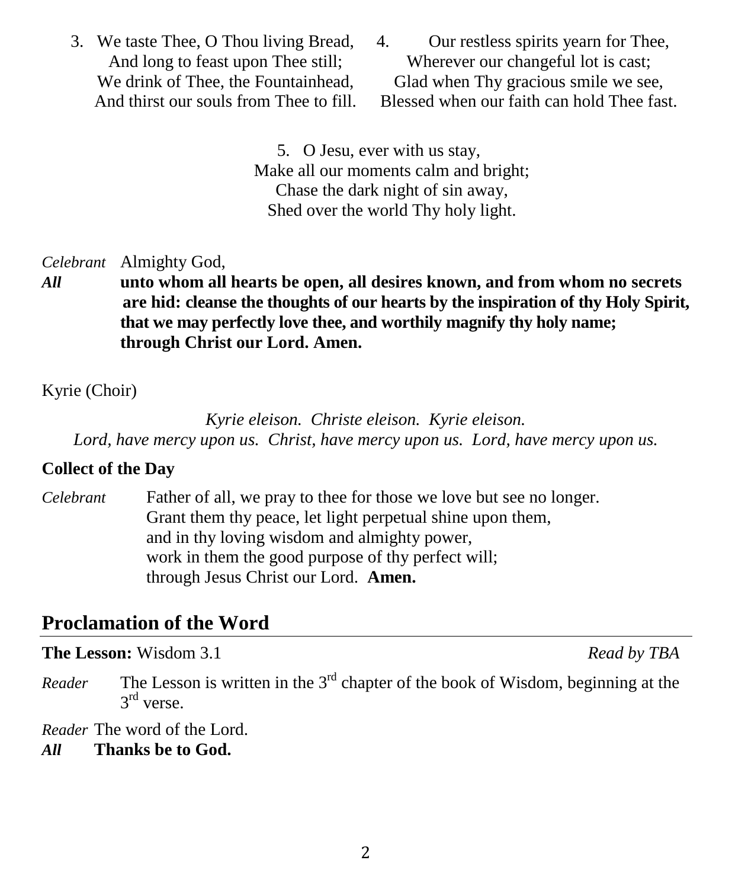3. We taste Thee, O Thou living Bread,
And long to feast upon Thee still;
We drink of Thee, the Fountainhead,
And thirst our souls from Thee to fill.

4. Our restless spirits yearn for Thee,
Wherever our changeful lot is cast;
Glad when Thy gracious smile we see,
Blessed when our faith can hold Thee fast.

5. O Jesu, ever with us stay,
Make all our moments calm and bright;
Chase the dark night of sin away,
Shed over the world Thy holy light.

*Celebrant* Almighty God,
***All*** **unto whom all hearts be open, all desires known, and from whom no secrets are hid: cleanse the thoughts of our hearts by the inspiration of thy Holy Spirit, that we may perfectly love thee, and worthily magnify thy holy name; through Christ our Lord. Amen.**

Kyrie (Choir)

*Kyrie eleison. Christe eleison. Kyrie eleison.*
*Lord, have mercy upon us. Christ, have mercy upon us. Lord, have mercy upon us.*

**Collect of the Day**

*Celebrant* Father of all, we pray to thee for those we love but see no longer.
Grant them thy peace, let light perpetual shine upon them,
and in thy loving wisdom and almighty power,
work in them the good purpose of thy perfect will;
through Jesus Christ our Lord. **Amen.**

## Proclamation of the Word

**The Lesson:** Wisdom 3.1 *Read by TBA*

*Reader* The Lesson is written in the 3rd chapter of the book of Wisdom, beginning at the 3rd verse.

*Reader* The word of the Lord.
***All*** **Thanks be to God.**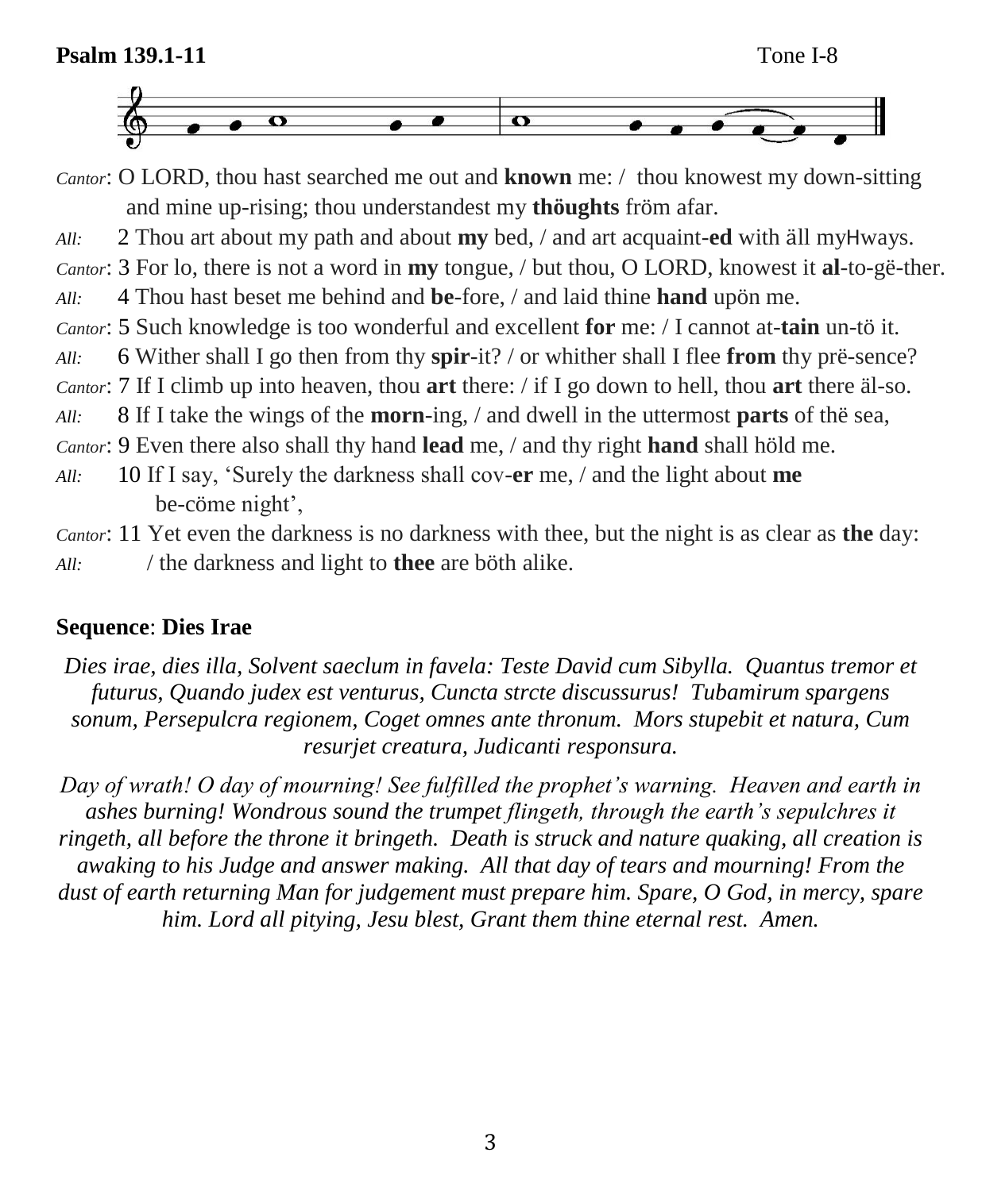**Psalm 139.1-11** Tone I-8

*Cantor*: O LORD, thou hast searched me out and **known** me: / thou knowest my down-sitting and mine up-rising; thou understandest my **thöughts** fröm afar.

*All:* 2 Thou art about my path and about **my** bed, / and art acquaint-**ed** with äll myHways.

*Cantor*: 3 For lo, there is not a word in **my** tongue, / but thou, O LORD, knowest it **al**-to-gë-ther.

*All:* 4 Thou hast beset me behind and **be**-fore, / and laid thine **hand** upön me.

*Cantor*: 5 Such knowledge is too wonderful and excellent **for** me: / I cannot at-**tain** un-tö it.

*All:* 6 Wither shall I go then from thy **spir**-it? / or whither shall I flee **from** thy prë-sence?

*Cantor*: 7 If I climb up into heaven, thou **art** there: / if I go down to hell, thou **art** there äl-so.

*All:* 8 If I take the wings of the **morn**-ing, / and dwell in the uttermost **parts** of thë sea,

*Cantor*: 9 Even there also shall thy hand **lead** me, / and thy right **hand** shall höld me.

*All:* 10 If I say, 'Surely the darkness shall cov-**er** me, / and the light about **me** be-cöme night',

*Cantor*: 11 Yet even the darkness is no darkness with thee, but the night is as clear as **the** day:

*All:* / the darkness and light to **thee** are böth alike.

**Sequence**: **Dies Irae**

*Dies irae, dies illa, Solvent saeclum in favela: Teste David cum Sibylla. Quantus tremor et futurus, Quando judex est venturus, Cuncta strcte discussurus! Tubamirum spargens sonum, Persepulcra regionem, Coget omnes ante thronum. Mors stupebit et natura, Cum resurjet creatura, Judicanti responsura.*

*Day of wrath! O day of mourning! See fulfilled the prophet's warning. Heaven and earth in ashes burning! Wondrous sound the trumpet flingeth, through the earth's sepulchres it ringeth, all before the throne it bringeth. Death is struck and nature quaking, all creation is awaking to his Judge and answer making. All that day of tears and mourning! From the dust of earth returning Man for judgement must prepare him. Spare, O God, in mercy, spare him. Lord all pitying, Jesu blest, Grant them thine eternal rest. Amen.*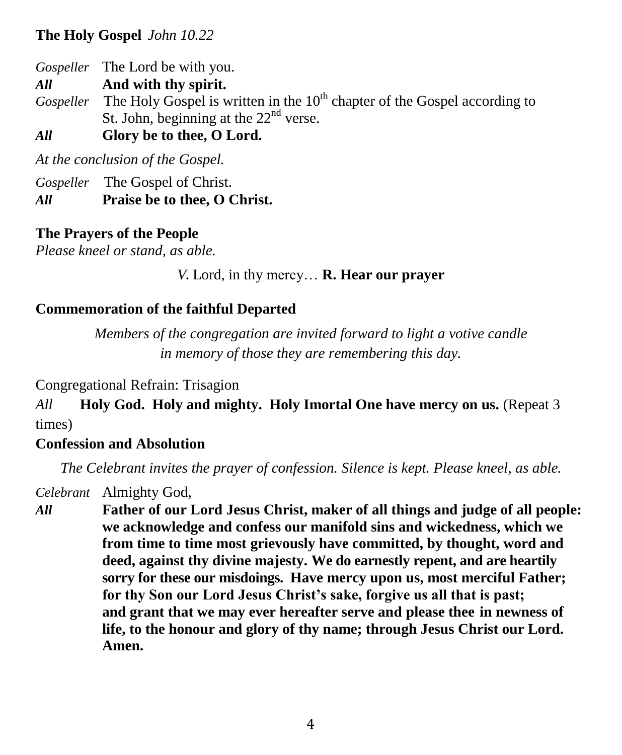**The Holy Gospel** *John 10.22*

*Gospeller* The Lord be with you.
***All*** **And with thy spirit.**
*Gospeller* The Holy Gospel is written in the 10th chapter of the Gospel according to St. John, beginning at the 22nd verse.
***All*** **Glory be to thee, O Lord.**

*At the conclusion of the Gospel.*

*Gospeller* The Gospel of Christ.
***All*** **Praise be to thee, O Christ.**

**The Prayers of the People**
*Please kneel or stand, as able.*

*V.* Lord, in thy mercy… **R. Hear our prayer**

**Commemoration of the faithful Departed**

*Members of the congregation are invited forward to light a votive candle in memory of those they are remembering this day.*

Congregational Refrain: Trisagion

*All* **Holy God. Holy and mighty. Holy Imortal One have mercy on us.** (Repeat 3 times)

**Confession and Absolution**

*The Celebrant invites the prayer of confession. Silence is kept. Please kneel, as able.*

*Celebrant* Almighty God,
***All*** **Father of our Lord Jesus Christ, maker of all things and judge of all people: we acknowledge and confess our manifold sins and wickedness, which we from time to time most grievously have committed, by thought, word and deed, against thy divine majesty. We do earnestly repent, and are heartily sorry for these our misdoings. Have mercy upon us, most merciful Father; for thy Son our Lord Jesus Christ's sake, forgive us all that is past; and grant that we may ever hereafter serve and please thee in newness of life, to the honour and glory of thy name; through Jesus Christ our Lord. Amen.**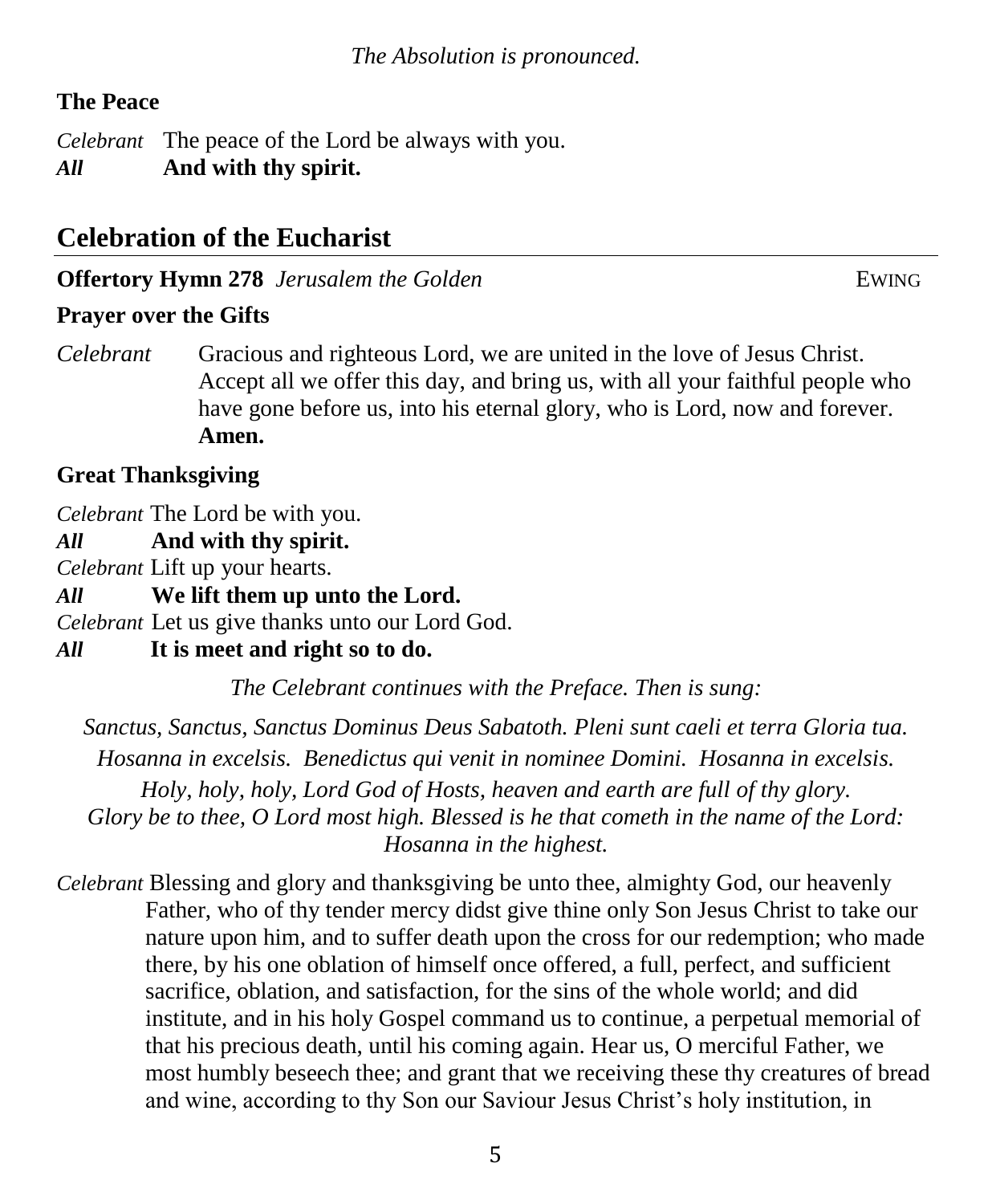*The Absolution is pronounced.*

**The Peace**

*Celebrant* The peace of the Lord be always with you.
***All*** **And with thy spirit.**

## Celebration of the Eucharist

**Offertory Hymn 278** *Jerusalem the Golden* EWING

**Prayer over the Gifts**

*Celebrant* Gracious and righteous Lord, we are united in the love of Jesus Christ. Accept all we offer this day, and bring us, with all your faithful people who have gone before us, into his eternal glory, who is Lord, now and forever. **Amen.**

**Great Thanksgiving**

*Celebrant* The Lord be with you.
***All*** **And with thy spirit.**
*Celebrant* Lift up your hearts.
***All*** **We lift them up unto the Lord.**
*Celebrant* Let us give thanks unto our Lord God.
***All*** **It is meet and right so to do.**

*The Celebrant continues with the Preface. Then is sung:*

*Sanctus, Sanctus, Sanctus Dominus Deus Sabatoth. Pleni sunt caeli et terra Gloria tua. Hosanna in excelsis. Benedictus qui venit in nominee Domini. Hosanna in excelsis. Holy, holy, holy, Lord God of Hosts, heaven and earth are full of thy glory. Glory be to thee, O Lord most high. Blessed is he that cometh in the name of the Lord: Hosanna in the highest.*

*Celebrant* Blessing and glory and thanksgiving be unto thee, almighty God, our heavenly Father, who of thy tender mercy didst give thine only Son Jesus Christ to take our nature upon him, and to suffer death upon the cross for our redemption; who made there, by his one oblation of himself once offered, a full, perfect, and sufficient sacrifice, oblation, and satisfaction, for the sins of the whole world; and did institute, and in his holy Gospel command us to continue, a perpetual memorial of that his precious death, until his coming again. Hear us, O merciful Father, we most humbly beseech thee; and grant that we receiving these thy creatures of bread and wine, according to thy Son our Saviour Jesus Christ's holy institution, in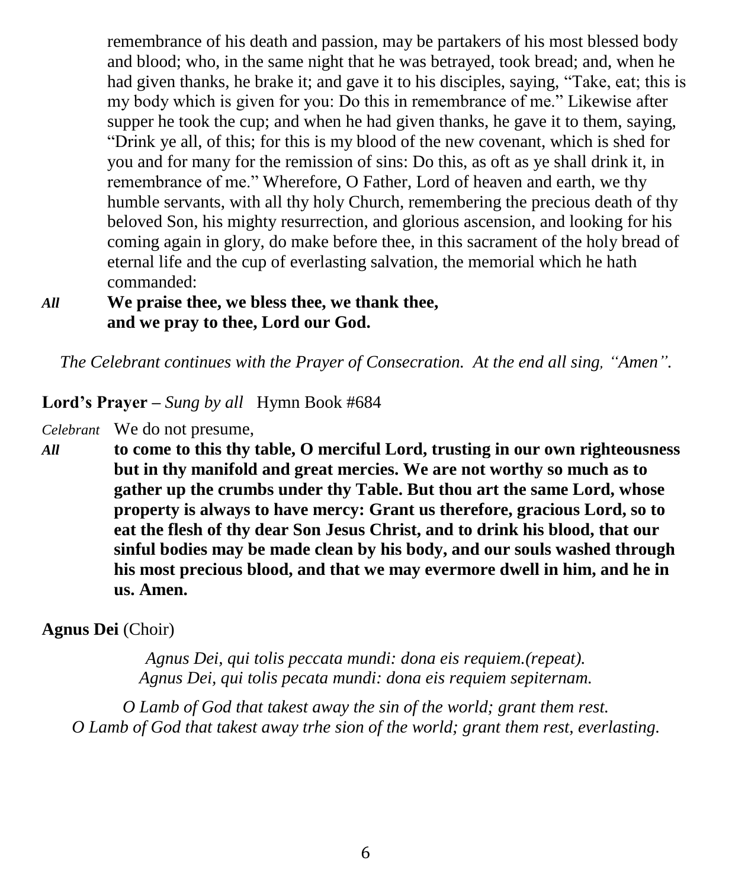remembrance of his death and passion, may be partakers of his most blessed body and blood; who, in the same night that he was betrayed, took bread; and, when he had given thanks, he brake it; and gave it to his disciples, saying, "Take, eat; this is my body which is given for you: Do this in remembrance of me." Likewise after supper he took the cup; and when he had given thanks, he gave it to them, saying, "Drink ye all, of this; for this is my blood of the new covenant, which is shed for you and for many for the remission of sins: Do this, as oft as ye shall drink it, in remembrance of me." Wherefore, O Father, Lord of heaven and earth, we thy humble servants, with all thy holy Church, remembering the precious death of thy beloved Son, his mighty resurrection, and glorious ascension, and looking for his coming again in glory, do make before thee, in this sacrament of the holy bread of eternal life and the cup of everlasting salvation, the memorial which he hath commanded:

***All*** **We praise thee, we bless thee, we thank thee, and we pray to thee, Lord our God.**

*The Celebrant continues with the Prayer of Consecration. At the end all sing, "Amen".*

**Lord's Prayer –** *Sung by all* Hymn Book #684

*Celebrant* We do not presume,

***All*** **to come to this thy table, O merciful Lord, trusting in our own righteousness but in thy manifold and great mercies. We are not worthy so much as to gather up the crumbs under thy Table. But thou art the same Lord, whose property is always to have mercy: Grant us therefore, gracious Lord, so to eat the flesh of thy dear Son Jesus Christ, and to drink his blood, that our sinful bodies may be made clean by his body, and our souls washed through his most precious blood, and that we may evermore dwell in him, and he in us. Amen.**

**Agnus Dei** (Choir)

*Agnus Dei, qui tolis peccata mundi: dona eis requiem.(repeat).*
*Agnus Dei, qui tolis pecata mundi: dona eis requiem sepiternam.*

*O Lamb of God that takest away the sin of the world; grant them rest.*
*O Lamb of God that takest away trhe sion of the world; grant them rest, everlasting.*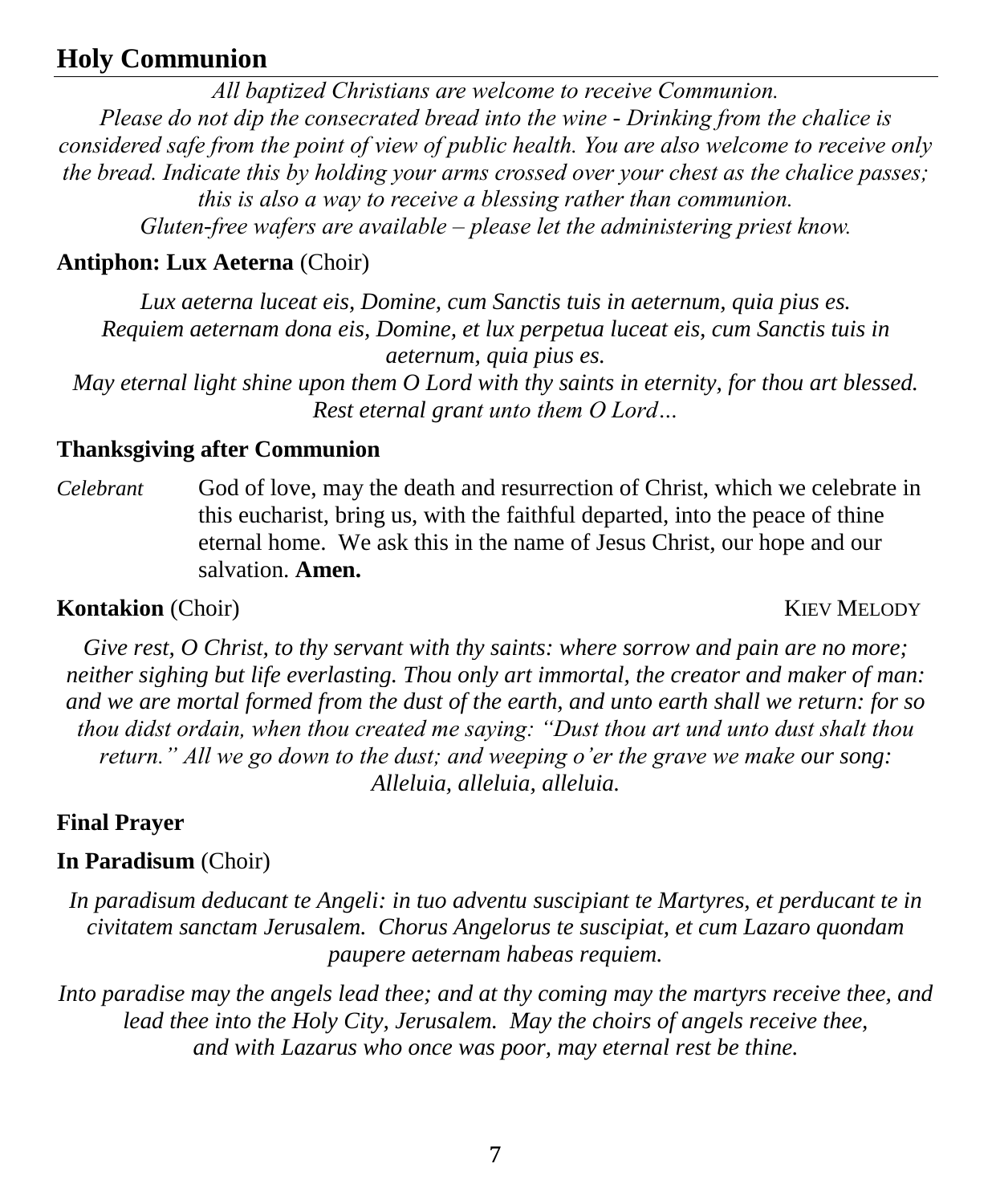## Holy Communion

*All baptized Christians are welcome to receive Communion.*
*Please do not dip the consecrated bread into the wine - Drinking from the chalice is considered safe from the point of view of public health. You are also welcome to receive only the bread. Indicate this by holding your arms crossed over your chest as the chalice passes; this is also a way to receive a blessing rather than communion.*
*Gluten-free wafers are available – please let the administering priest know.*

**Antiphon: Lux Aeterna** (Choir)

*Lux aeterna luceat eis, Domine, cum Sanctis tuis in aeternum, quia pius es.*
*Requiem aeternam dona eis, Domine, et lux perpetua luceat eis, cum Sanctis tuis in aeternum, quia pius es.*
*May eternal light shine upon them O Lord with thy saints in eternity, for thou art blessed.*
*Rest eternal grant unto them O Lord…*

**Thanksgiving after Communion**

*Celebrant* God of love, may the death and resurrection of Christ, which we celebrate in this eucharist, bring us, with the faithful departed, into the peace of thine eternal home. We ask this in the name of Jesus Christ, our hope and our salvation. **Amen.**

**Kontakion** (Choir) KIEV MELODY

*Give rest, O Christ, to thy servant with thy saints: where sorrow and pain are no more; neither sighing but life everlasting. Thou only art immortal, the creator and maker of man: and we are mortal formed from the dust of the earth, and unto earth shall we return: for so thou didst ordain, when thou created me saying: "Dust thou art und unto dust shalt thou return." All we go down to the dust; and weeping o'er the grave we make our song: Alleluia, alleluia, alleluia.*

**Final Prayer**

**In Paradisum** (Choir)

*In paradisum deducant te Angeli: in tuo adventu suscipiant te Martyres, et perducant te in civitatem sanctam Jerusalem. Chorus Angelorus te suscipiat, et cum Lazaro quondam paupere aeternam habeas requiem.*

*Into paradise may the angels lead thee; and at thy coming may the martyrs receive thee, and lead thee into the Holy City, Jerusalem. May the choirs of angels receive thee, and with Lazarus who once was poor, may eternal rest be thine.*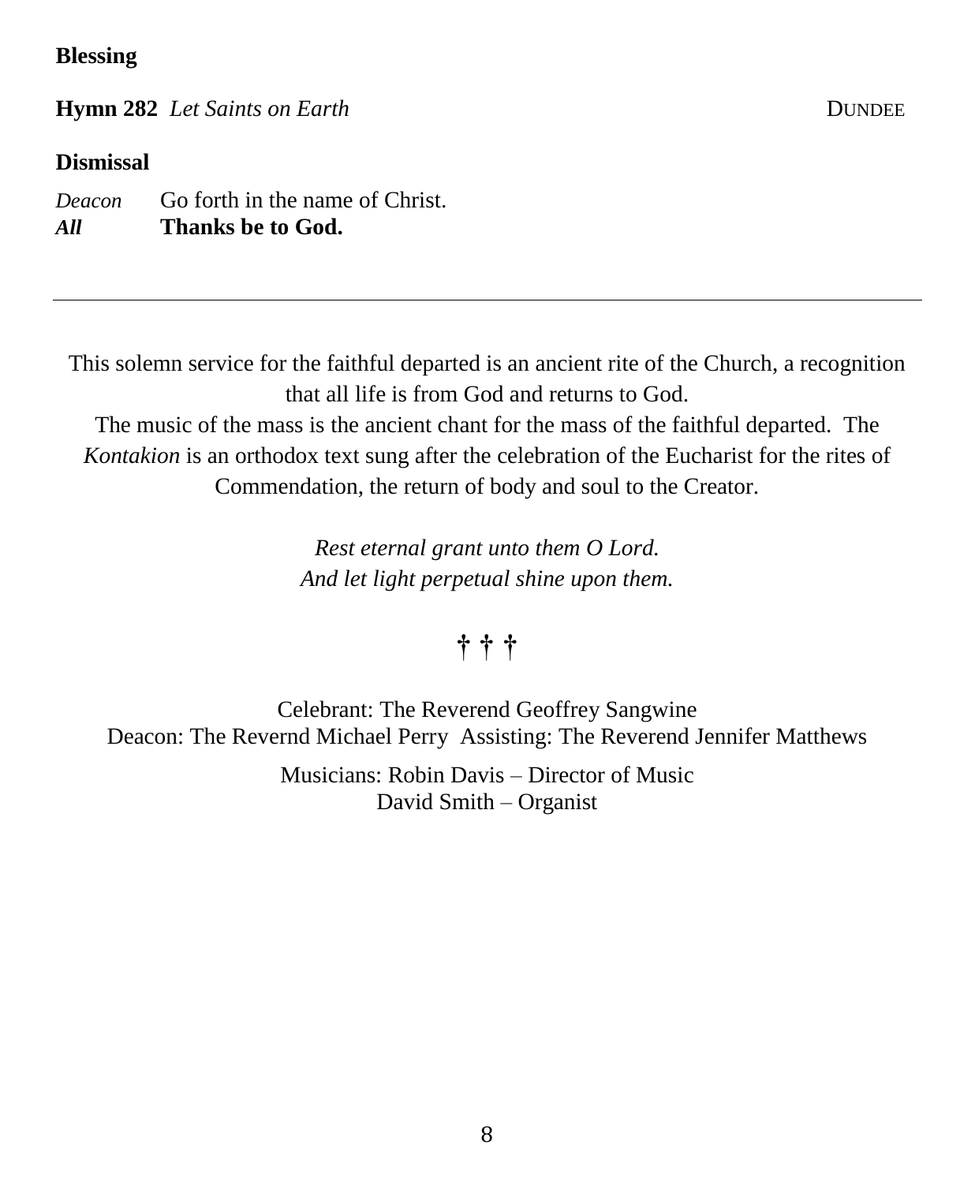**Blessing**

**Hymn 282** *Let Saints on Earth* DUNDEE

**Dismissal**

*Deacon* Go forth in the name of Christ.
***All*** **Thanks be to God.**

---

This solemn service for the faithful departed is an ancient rite of the Church, a recognition that all life is from God and returns to God.
The music of the mass is the ancient chant for the mass of the faithful departed. The *Kontakion* is an orthodox text sung after the celebration of the Eucharist for the rites of Commendation, the return of body and soul to the Creator.

*Rest eternal grant unto them O Lord.*
*And let light perpetual shine upon them.*

† † †

Celebrant: The Reverend Geoffrey Sangwine
Deacon: The Revernd Michael Perry Assisting: The Reverend Jennifer Matthews

Musicians: Robin Davis – Director of Music
David Smith – Organist